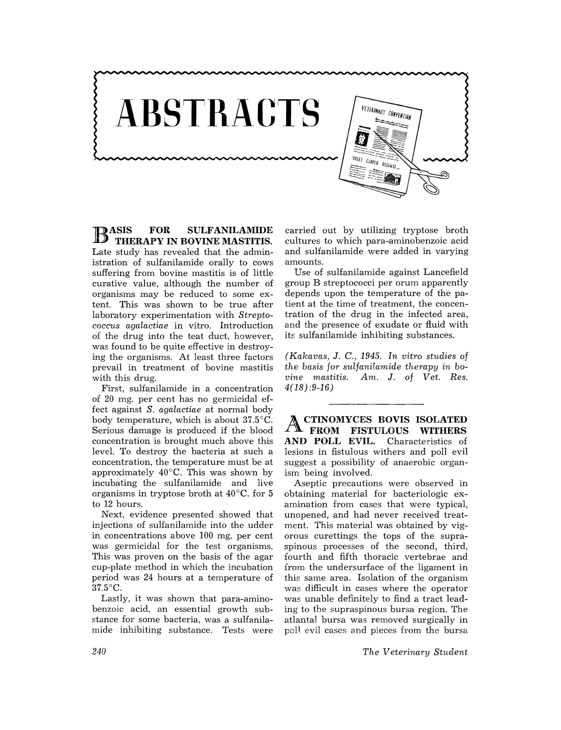# ABSTRACTS

## BASIS FOR SULFANILAMIDE THERAPY IN BOVINE MASTITIS.

Late study has revealed that the administration of sulfanilamide orally to cows suffering from bovine mastitis is of little curative value, although the number of organisms may be reduced to some extent. This was shown to be true after laboratory experimentation with *Streptococcus agalactiae* in vitro. Introduction of the drug into the teat duct, however, was found to be quite effective in destroying the organisms. At least three factors prevail in treatment of bovine mastitis with this drug.

First, sulfanilamide in a concentration of 20 mg. per cent has no germicidal effect against *S. agalactiae* at normal body body temperature, which is about 37.5°C. Serious damage is produced if the blood concentration is brought much above this level. To destroy the bacteria at such a concentration, the temperature must be at approximately 40°C. This was shown by incubating the sulfanilamide and live organisms in tryptose broth at 40°C. for 5 to 12 hours.

Next, evidence presented showed that injections of sulfanilamide into the udder in concentrations above 100 mg. per cent was germicidal for the test organisms. This was proven on the basis of the agar cup-plate method in which the incubation period was 24 hours at a temperature of 37.5°C.

Lastly, it was shown that para-aminobenzoic acid, an essential growth substance for some bacteria, was a sulfanilamide inhibiting substance. Tests were carried out by utilizing tryptose broth cultures to which para-aminobenzoic acid and sulfanilamide were added in varying amounts.

Use of sulfanilamide against Lancefield group B streptococci per orum apparently depends upon the temperature of the patient at the time of treatment, the concentration of the drug in the infected area, and the presence of exudate or fluid with its sulfanilamide inhibiting substances.

*(Kakavas, J. C., 1945. In vitro studies of the basis for sulfanilamide therapy in bovine mastitis. Am. J. of Vet. Res. 4(18):9-16)*

---

## ACTINOMYCES BOVIS ISOLATED FROM FISTULOUS WITHERS AND POLL EVIL.

Characteristics of lesions in fistulous withers and poll evil suggest a possibility of anaerobic organism being involved.

Aseptic precautions were observed in obtaining material for bacteriologic examination from cases that were typical, unopened, and had never received treatment. This material was obtained by vigorous curettings the tops of the supraspinous processes of the second, third, fourth and fifth thoracic vertebrae and from the undersurface of the ligament in this same area. Isolation of the organism was difficult in cases where the operator was unable definitely to find a tract leading to the supraspinous bursa region. The atlantal bursa was removed surgically in poll evil cases and pieces from the bursa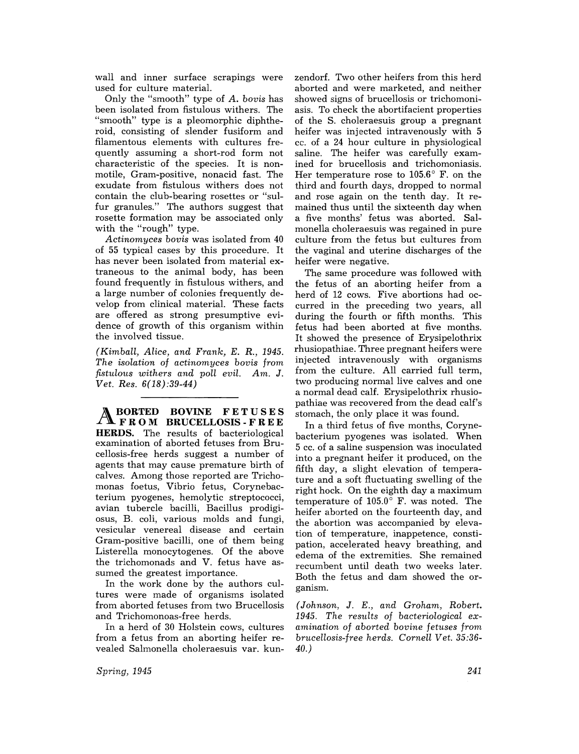wall and inner surface scrapings were used for culture material.

Only the "smooth" type of *A. bovis* has been isolated from fistulous withers. The "smooth" type is a pleomorphic diphtheroid, consisting of slender fusiform and filamentous elements with cultures frequently assuming a short-rod form not characteristic of the species. It is nonmotile, Gram-positive, nonacid fast. The exudate from fistulous withers does not contain the club-bearing rosettes or "sulfur granules." The authors suggest that rosette formation may be associated only with the "rough" type.

*Actinomyces bovis* was isolated from 40 of 55 typical cases by this procedure. It has never been isolated from material extraneous to the animal body, has been found frequently in fistulous withers, and a large number of colonies frequently develop from clinical material. These facts are offered as strong presumptive evidence of growth of this organism within the involved tissue.

*(Kimball, Alice, and Frank, E. R., 1945. The isolation of actinomyces bovis from fistulous withers and poll evil. Am. J. Vet. Res. 6(18):39-44)*

---

**ABORTED BOVINE FETUSES FROM BRUCELLOSIS-FREE HERDS.** The results of bacteriological examination of aborted fetuses from Brucellosis-free herds suggest a number of agents that may cause premature birth of calves. Among those reported are Trichomonas foetus, Vibrio fetus, Corynebacterium pyogenes, hemolytic streptococci, avian tubercle bacilli, Bacillus prodigiosus, B. coli, various molds and fungi, vesicular venereal disease and certain Gram-positive bacilli, one of them being Listerella monocytogenes. Of the above the trichomonads and V. fetus have assumed the greatest importance.

In the work done by the authors cultures were made of organisms isolated from aborted fetuses from two Brucellosis and Trichomonoas-free herds.

In a herd of 30 Holstein cows, cultures from a fetus from an aborting heifer revealed Salmonella choleraesuis var. kunzendorf. Two other heifers from this herd aborted and were marketed, and neither showed signs of brucellosis or trichomoniasis. To check the abortifacient properties of the S. choleraesuis group a pregnant heifer was injected intravenously with 5 cc. of a 24 hour culture in physiological saline. The heifer was carefully examined for brucellosis and trichomoniasis. Her temperature rose to 105.6° F. on the third and fourth days, dropped to normal and rose again on the tenth day. It remained thus until the sixteenth day when a five months' fetus was aborted. Salmonella choleraesuis was regained in pure culture from the fetus but cultures from the vaginal and uterine discharges of the heifer were negative.

The same procedure was followed with the fetus of an aborting heifer from a herd of 12 cows. Five abortions had occurred in the preceding two years, all during the fourth or fifth months. This fetus had been aborted at five months. It showed the presence of Erysipelothrix rhusiopathiae. Three pregnant heifers were injected intravenously with organisms from the culture. All carried full term, two producing normal live calves and one a normal dead calf. Erysipelothrix rhusiopathiae was recovered from the dead calf's stomach, the only place it was found.

In a third fetus of five months, Corynebacterium pyogenes was isolated. When 5 cc. of a saline suspension was inoculated into a pregnant heifer it produced, on the fifth day, a slight elevation of temperature and a soft fluctuating swelling of the right hock. On the eighth day a maximum temperature of 105.0° F. was noted. The heifer aborted on the fourteenth day, and the abortion was accompanied by elevation of temperature, inappetence, constipation, accelerated heavy breathing, and edema of the extremities. She remained recumbent until death two weeks later. Both the fetus and dam showed the organism.

*(Johnson, J. E., and Groham, Robert. 1945. The results of bacteriological examination of aborted bovine fetuses from brucellosis-free herds. Cornell Vet. 35:36-40.)*